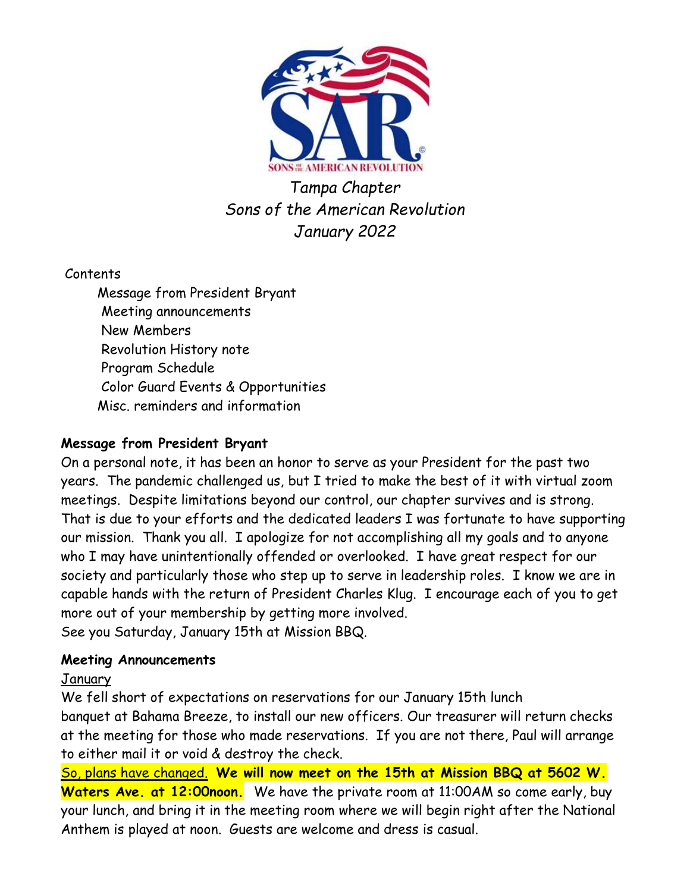*Tampa Chapter*
*Sons of the American Revolution*
*January 2022*

Contents

- Message from President Bryant
- Meeting announcements
- New Members
- Revolution History note
- Program Schedule
- Color Guard Events & Opportunities
- Misc. reminders and information

**Message from President Bryant**

On a personal note, it has been an honor to serve as your President for the past two years. The pandemic challenged us, but I tried to make the best of it with virtual zoom meetings. Despite limitations beyond our control, our chapter survives and is strong. That is due to your efforts and the dedicated leaders I was fortunate to have supporting our mission. Thank you all. I apologize for not accomplishing all my goals and to anyone who I may have unintentionally offended or overlooked. I have great respect for our society and particularly those who step up to serve in leadership roles. I know we are in capable hands with the return of President Charles Klug. I encourage each of you to get more out of your membership by getting more involved.
See you Saturday, January 15th at Mission BBQ.

**Meeting Announcements**

January

We fell short of expectations on reservations for our January 15th lunch banquet at Bahama Breeze, to install our new officers. Our treasurer will return checks at the meeting for those who made reservations. If you are not there, Paul will arrange to either mail it or void & destroy the check.

So, plans have changed. **We will now meet on the 15th at Mission BBQ at 5602 W. Waters Ave. at 12:00noon.** We have the private room at 11:00AM so come early, buy your lunch, and bring it in the meeting room where we will begin right after the National Anthem is played at noon. Guests are welcome and dress is casual.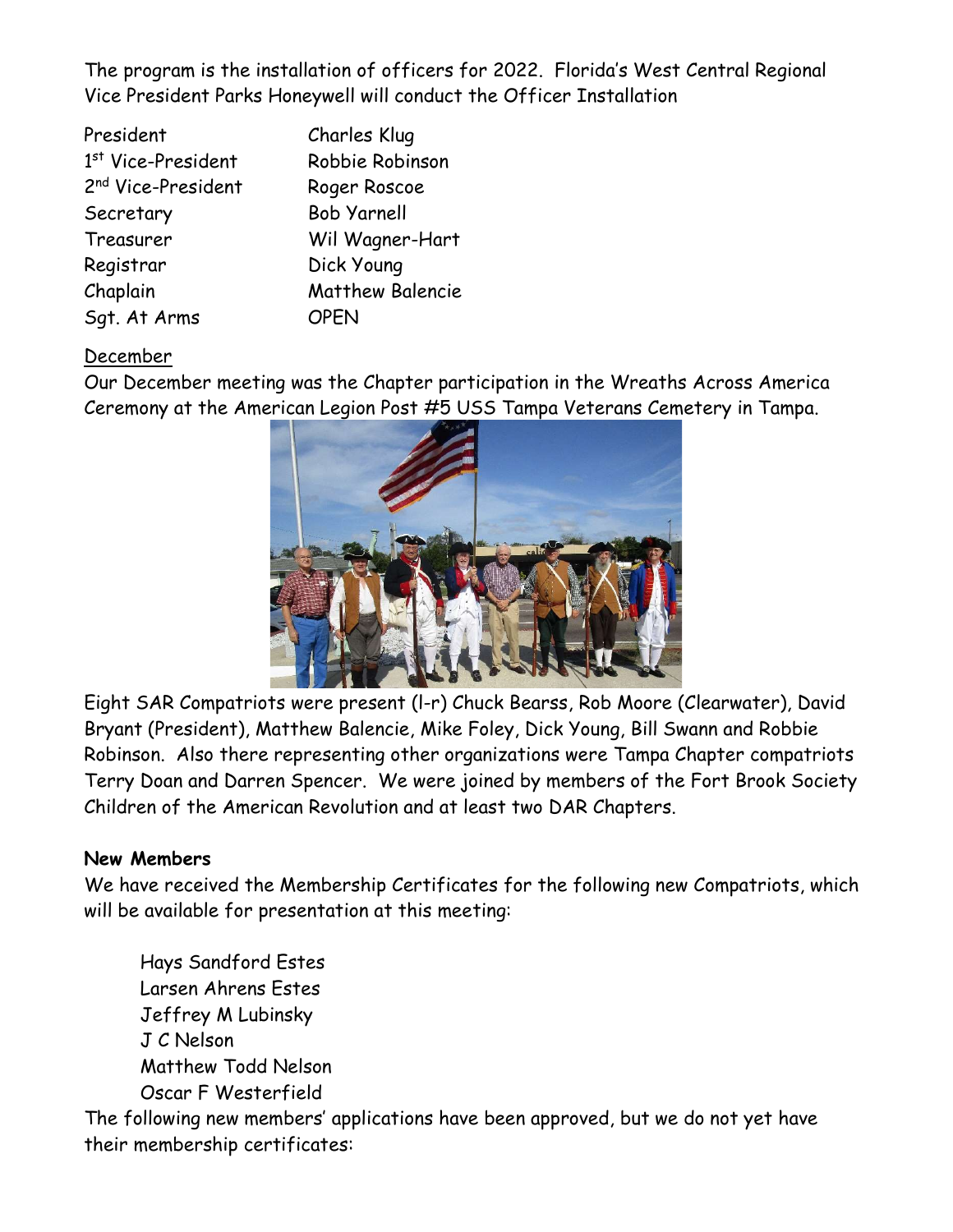The program is the installation of officers for 2022. Florida's West Central Regional Vice President Parks Honeywell will conduct the Officer Installation

| | |
|---|---|
| President | Charles Klug |
| 1st Vice-President | Robbie Robinson |
| 2nd Vice-President | Roger Roscoe |
| Secretary | Bob Yarnell |
| Treasurer | Wil Wagner-Hart |
| Registrar | Dick Young |
| Chaplain | Matthew Balencie |
| Sgt. At Arms | OPEN |

<u>December</u>

Our December meeting was the Chapter participation in the Wreaths Across America Ceremony at the American Legion Post #5 USS Tampa Veterans Cemetery in Tampa.

Eight SAR Compatriots were present (l-r) Chuck Bearss, Rob Moore (Clearwater), David Bryant (President), Matthew Balencie, Mike Foley, Dick Young, Bill Swann and Robbie Robinson. Also there representing other organizations were Tampa Chapter compatriots Terry Doan and Darren Spencer. We were joined by members of the Fort Brook Society Children of the American Revolution and at least two DAR Chapters.

**New Members**

We have received the Membership Certificates for the following new Compatriots, which will be available for presentation at this meeting:

Hays Sandford Estes
Larsen Ahrens Estes
Jeffrey M Lubinsky
J C Nelson
Matthew Todd Nelson
Oscar F Westerfield

The following new members' applications have been approved, but we do not yet have their membership certificates: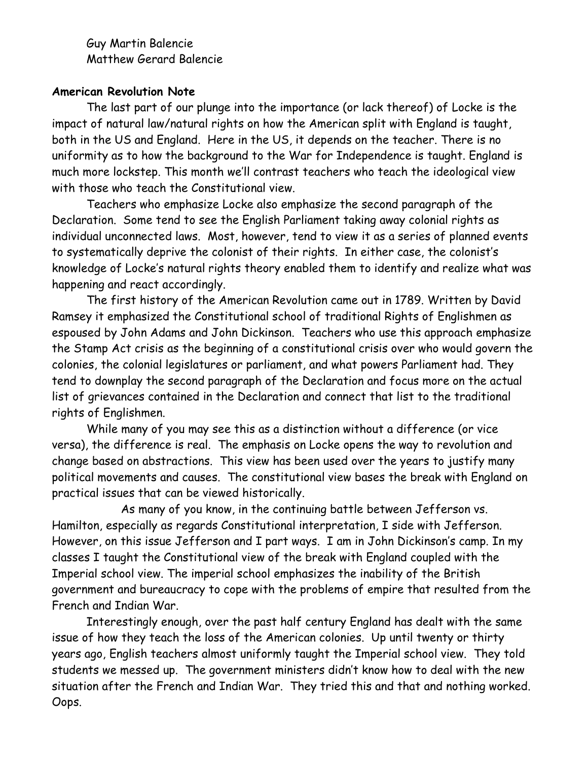Guy Martin Balencie
Matthew Gerard Balencie

**American Revolution Note**

The last part of our plunge into the importance (or lack thereof) of Locke is the impact of natural law/natural rights on how the American split with England is taught, both in the US and England. Here in the US, it depends on the teacher. There is no uniformity as to how the background to the War for Independence is taught. England is much more lockstep. This month we'll contrast teachers who teach the ideological view with those who teach the Constitutional view.

Teachers who emphasize Locke also emphasize the second paragraph of the Declaration. Some tend to see the English Parliament taking away colonial rights as individual unconnected laws. Most, however, tend to view it as a series of planned events to systematically deprive the colonist of their rights. In either case, the colonist's knowledge of Locke's natural rights theory enabled them to identify and realize what was happening and react accordingly.

The first history of the American Revolution came out in 1789. Written by David Ramsey it emphasized the Constitutional school of traditional Rights of Englishmen as espoused by John Adams and John Dickinson. Teachers who use this approach emphasize the Stamp Act crisis as the beginning of a constitutional crisis over who would govern the colonies, the colonial legislatures or parliament, and what powers Parliament had. They tend to downplay the second paragraph of the Declaration and focus more on the actual list of grievances contained in the Declaration and connect that list to the traditional rights of Englishmen.

While many of you may see this as a distinction without a difference (or vice versa), the difference is real. The emphasis on Locke opens the way to revolution and change based on abstractions. This view has been used over the years to justify many political movements and causes. The constitutional view bases the break with England on practical issues that can be viewed historically.

As many of you know, in the continuing battle between Jefferson vs. Hamilton, especially as regards Constitutional interpretation, I side with Jefferson. However, on this issue Jefferson and I part ways. I am in John Dickinson's camp. In my classes I taught the Constitutional view of the break with England coupled with the Imperial school view. The imperial school emphasizes the inability of the British government and bureaucracy to cope with the problems of empire that resulted from the French and Indian War.

Interestingly enough, over the past half century England has dealt with the same issue of how they teach the loss of the American colonies. Up until twenty or thirty years ago, English teachers almost uniformly taught the Imperial school view. They told students we messed up. The government ministers didn't know how to deal with the new situation after the French and Indian War. They tried this and that and nothing worked. Oops.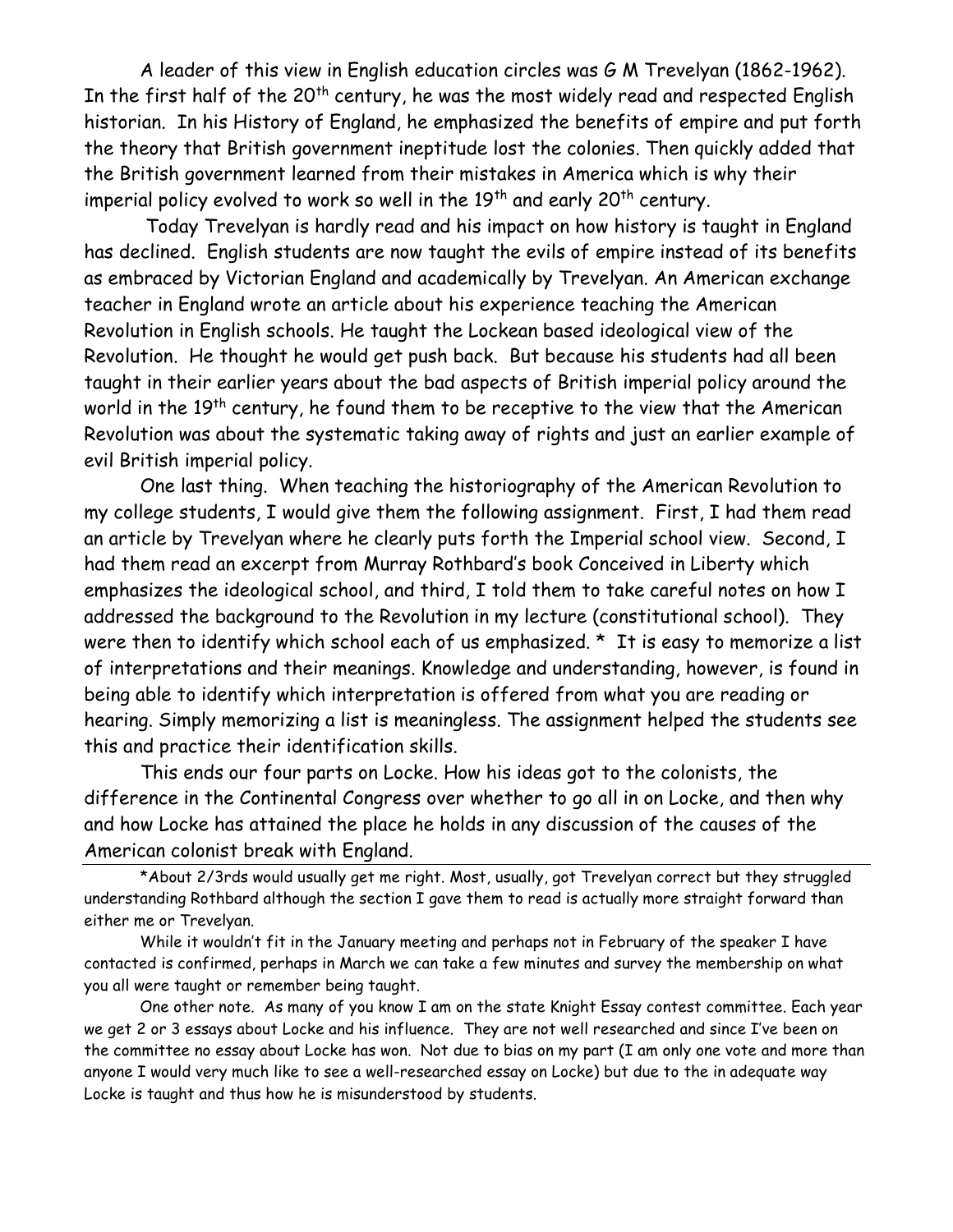A leader of this view in English education circles was G M Trevelyan (1862-1962). In the first half of the 20th century, he was the most widely read and respected English historian. In his History of England, he emphasized the benefits of empire and put forth the theory that British government ineptitude lost the colonies. Then quickly added that the British government learned from their mistakes in America which is why their imperial policy evolved to work so well in the 19th and early 20th century.

Today Trevelyan is hardly read and his impact on how history is taught in England has declined. English students are now taught the evils of empire instead of its benefits as embraced by Victorian England and academically by Trevelyan. An American exchange teacher in England wrote an article about his experience teaching the American Revolution in English schools. He taught the Lockean based ideological view of the Revolution. He thought he would get push back. But because his students had all been taught in their earlier years about the bad aspects of British imperial policy around the world in the 19th century, he found them to be receptive to the view that the American Revolution was about the systematic taking away of rights and just an earlier example of evil British imperial policy.

One last thing. When teaching the historiography of the American Revolution to my college students, I would give them the following assignment. First, I had them read an article by Trevelyan where he clearly puts forth the Imperial school view. Second, I had them read an excerpt from Murray Rothbard's book Conceived in Liberty which emphasizes the ideological school, and third, I told them to take careful notes on how I addressed the background to the Revolution in my lecture (constitutional school). They were then to identify which school each of us emphasized. * It is easy to memorize a list of interpretations and their meanings. Knowledge and understanding, however, is found in being able to identify which interpretation is offered from what you are reading or hearing. Simply memorizing a list is meaningless. The assignment helped the students see this and practice their identification skills.

This ends our four parts on Locke. How his ideas got to the colonists, the difference in the Continental Congress over whether to go all in on Locke, and then why and how Locke has attained the place he holds in any discussion of the causes of the American colonist break with England.

---

*About 2/3rds would usually get me right. Most, usually, got Trevelyan correct but they struggled understanding Rothbard although the section I gave them to read is actually more straight forward than either me or Trevelyan.

While it wouldn't fit in the January meeting and perhaps not in February of the speaker I have contacted is confirmed, perhaps in March we can take a few minutes and survey the membership on what you all were taught or remember being taught.

One other note. As many of you know I am on the state Knight Essay contest committee. Each year we get 2 or 3 essays about Locke and his influence. They are not well researched and since I've been on the committee no essay about Locke has won. Not due to bias on my part (I am only one vote and more than anyone I would very much like to see a well-researched essay on Locke) but due to the in adequate way Locke is taught and thus how he is misunderstood by students.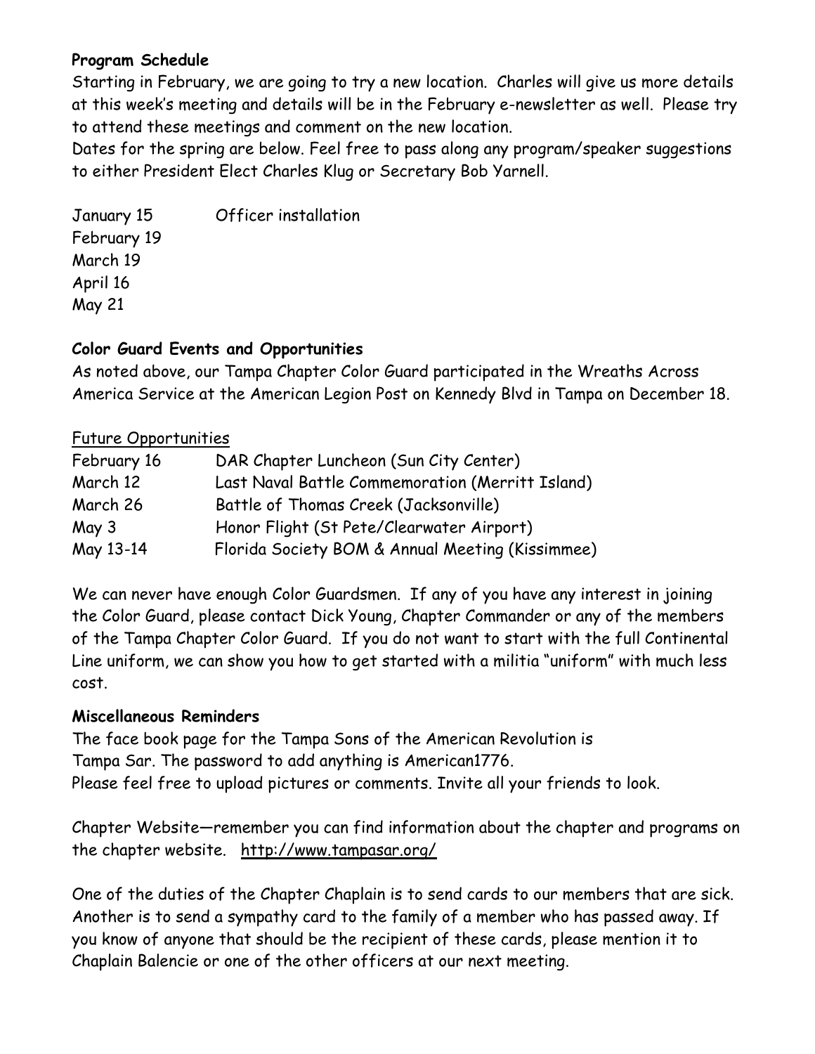**Program Schedule**

Starting in February, we are going to try a new location. Charles will give us more details at this week's meeting and details will be in the February e-newsletter as well. Please try to attend these meetings and comment on the new location.

Dates for the spring are below. Feel free to pass along any program/speaker suggestions to either President Elect Charles Klug or Secretary Bob Yarnell.

| | |
|---|---|
| January 15 | Officer installation |
| February 19 | |
| March 19 | |
| April 16 | |
| May 21 | |

**Color Guard Events and Opportunities**

As noted above, our Tampa Chapter Color Guard participated in the Wreaths Across America Service at the American Legion Post on Kennedy Blvd in Tampa on December 18.

Future Opportunities

| | |
|---|---|
| February 16 | DAR Chapter Luncheon (Sun City Center) |
| March 12 | Last Naval Battle Commemoration (Merritt Island) |
| March 26 | Battle of Thomas Creek (Jacksonville) |
| May 3 | Honor Flight (St Pete/Clearwater Airport) |
| May 13-14 | Florida Society BOM & Annual Meeting (Kissimmee) |

We can never have enough Color Guardsmen. If any of you have any interest in joining the Color Guard, please contact Dick Young, Chapter Commander or any of the members of the Tampa Chapter Color Guard. If you do not want to start with the full Continental Line uniform, we can show you how to get started with a militia "uniform" with much less cost.

**Miscellaneous Reminders**

The face book page for the Tampa Sons of the American Revolution is Tampa Sar. The password to add anything is American1776.
Please feel free to upload pictures or comments. Invite all your friends to look.

Chapter Website—remember you can find information about the chapter and programs on the chapter website. http://www.tampasar.org/

One of the duties of the Chapter Chaplain is to send cards to our members that are sick. Another is to send a sympathy card to the family of a member who has passed away. If you know of anyone that should be the recipient of these cards, please mention it to Chaplain Balencie or one of the other officers at our next meeting.